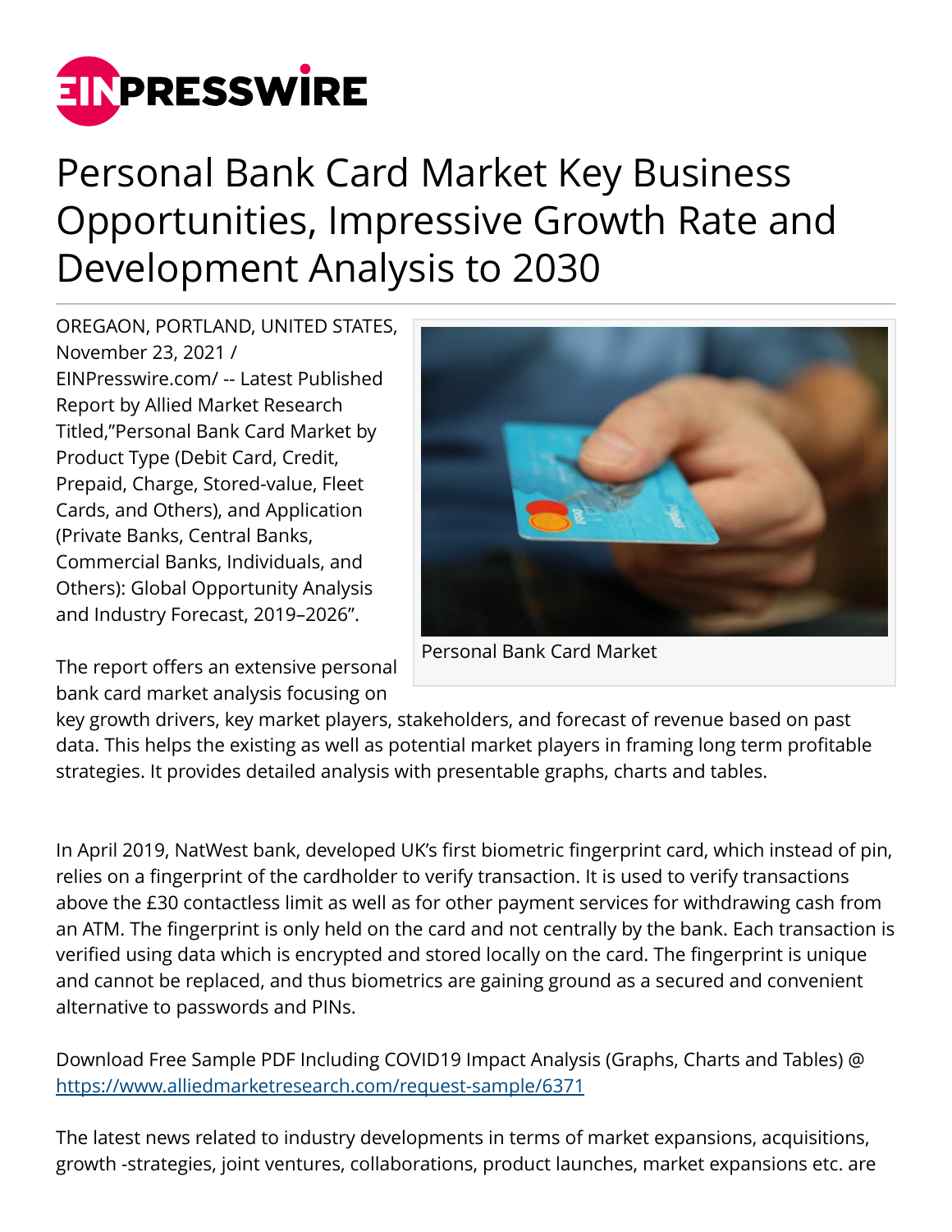# Personal Bank Card Market Key Business Opportunities, Impressive Growth Rate and Development Analysis to 2030

OREGAON, PORTLAND, UNITED STATES, November 23, 2021 / EINPresswire.com/ -- Latest Published Report by Allied Market Research Titled,"Personal Bank Card Market by Product Type (Debit Card, Credit, Prepaid, Charge, Stored-value, Fleet Cards, and Others), and Application (Private Banks, Central Banks, Commercial Banks, Individuals, and Others): Global Opportunity Analysis and Industry Forecast, 2019–2026".

Personal Bank Card Market

The report offers an extensive personal bank card market analysis focusing on key growth drivers, key market players, stakeholders, and forecast of revenue based on past data. This helps the existing as well as potential market players in framing long term profitable strategies. It provides detailed analysis with presentable graphs, charts and tables.

In April 2019, NatWest bank, developed UK's first biometric fingerprint card, which instead of pin, relies on a fingerprint of the cardholder to verify transaction. It is used to verify transactions above the £30 contactless limit as well as for other payment services for withdrawing cash from an ATM. The fingerprint is only held on the card and not centrally by the bank. Each transaction is verified using data which is encrypted and stored locally on the card. The fingerprint is unique and cannot be replaced, and thus biometrics are gaining ground as a secured and convenient alternative to passwords and PINs.

Download Free Sample PDF Including COVID19 Impact Analysis (Graphs, Charts and Tables) @ https://www.alliedmarketresearch.com/request-sample/6371

The latest news related to industry developments in terms of market expansions, acquisitions, growth -strategies, joint ventures, collaborations, product launches, market expansions etc. are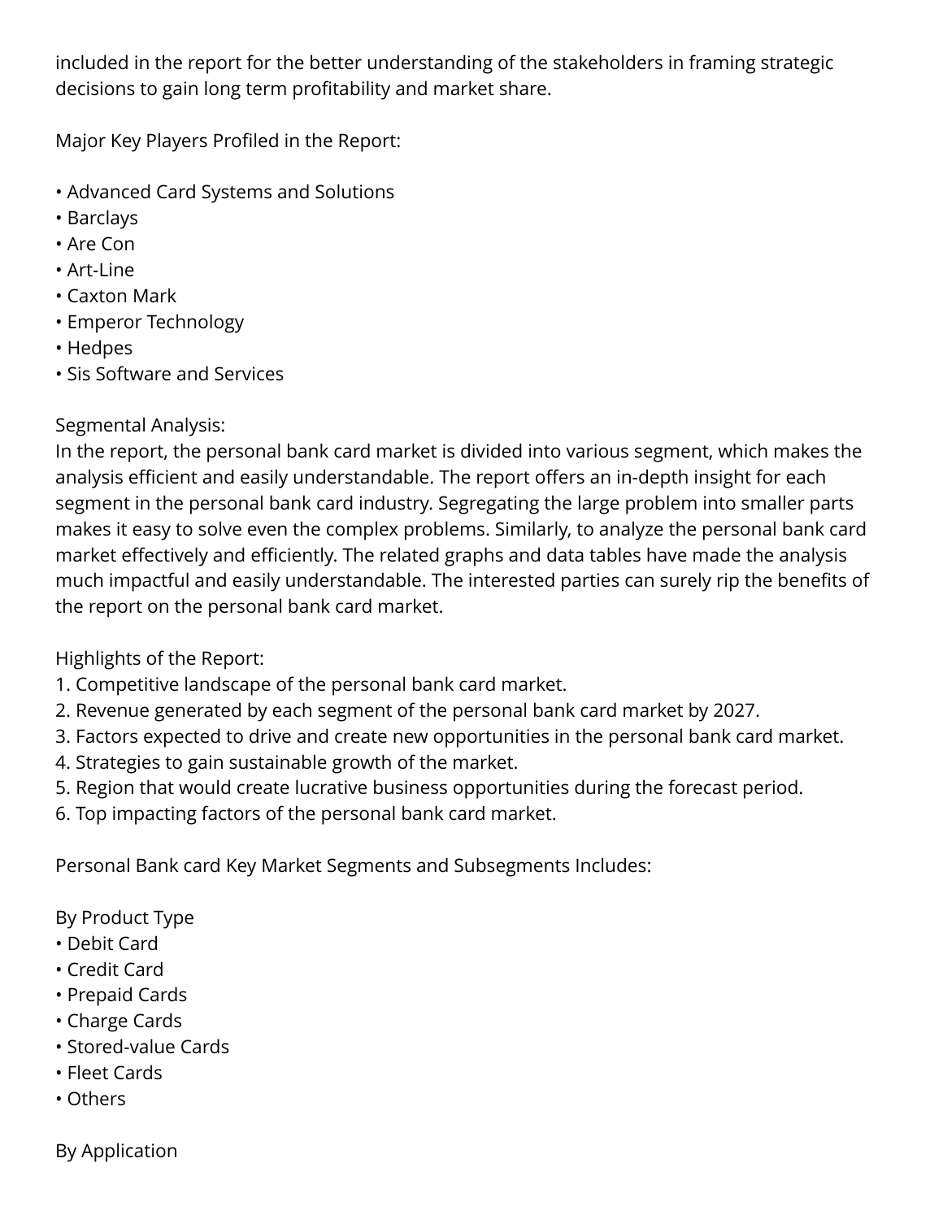included in the report for the better understanding of the stakeholders in framing strategic decisions to gain long term profitability and market share.

Major Key Players Profiled in the Report:

• Advanced Card Systems and Solutions
• Barclays
• Are Con
• Art-Line
• Caxton Mark
• Emperor Technology
• Hedpes
• Sis Software and Services

Segmental Analysis:
In the report, the personal bank card market is divided into various segment, which makes the analysis efficient and easily understandable. The report offers an in-depth insight for each segment in the personal bank card industry. Segregating the large problem into smaller parts makes it easy to solve even the complex problems. Similarly, to analyze the personal bank card market effectively and efficiently. The related graphs and data tables have made the analysis much impactful and easily understandable. The interested parties can surely rip the benefits of the report on the personal bank card market.

Highlights of the Report:
1. Competitive landscape of the personal bank card market.
2. Revenue generated by each segment of the personal bank card market by 2027.
3. Factors expected to drive and create new opportunities in the personal bank card market.
4. Strategies to gain sustainable growth of the market.
5. Region that would create lucrative business opportunities during the forecast period.
6. Top impacting factors of the personal bank card market.

Personal Bank card Key Market Segments and Subsegments Includes:

By Product Type
• Debit Card
• Credit Card
• Prepaid Cards
• Charge Cards
• Stored-value Cards
• Fleet Cards
• Others

By Application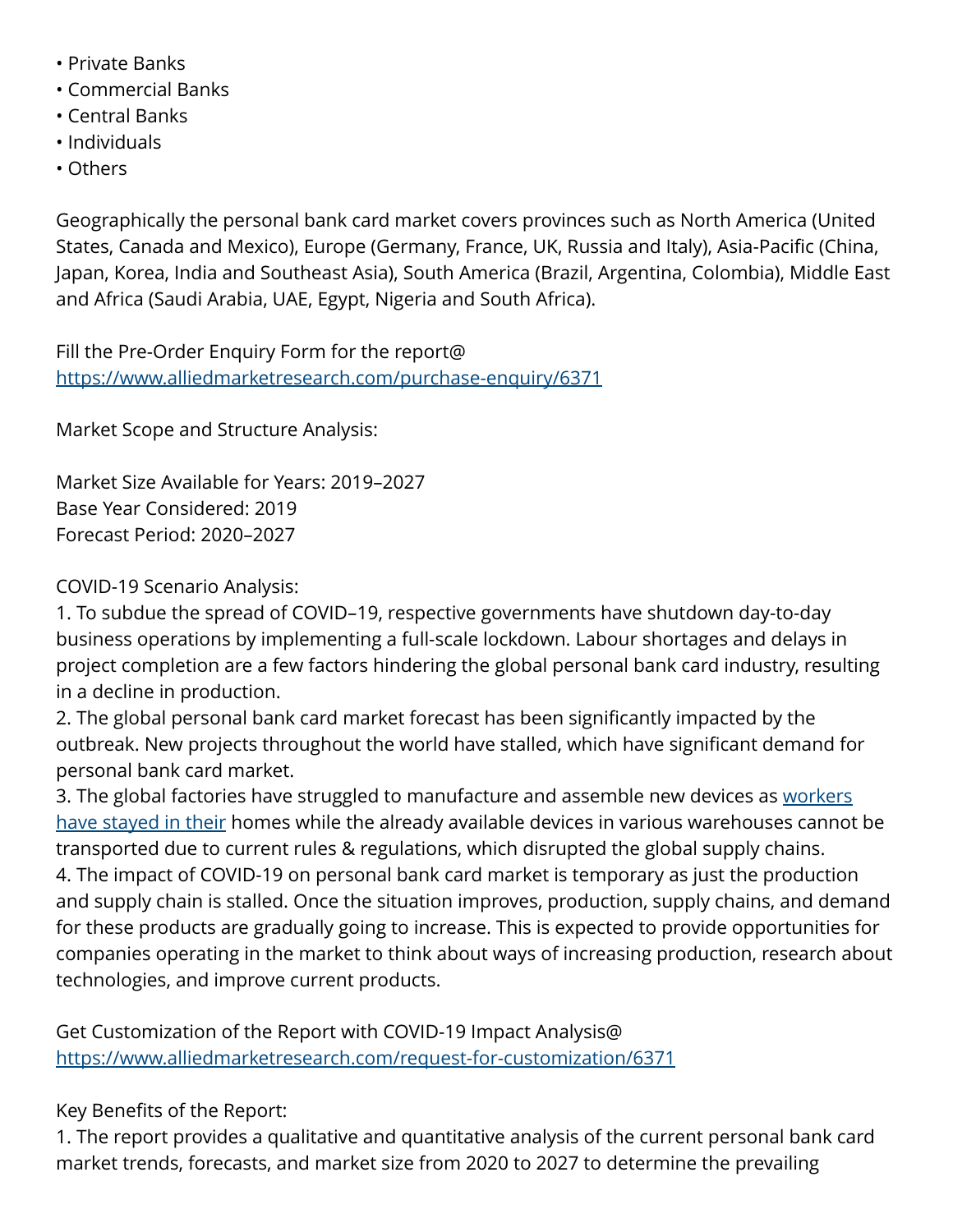- Private Banks
- Commercial Banks
- Central Banks
- Individuals
- Others

Geographically the personal bank card market covers provinces such as North America (United States, Canada and Mexico), Europe (Germany, France, UK, Russia and Italy), Asia-Pacific (China, Japan, Korea, India and Southeast Asia), South America (Brazil, Argentina, Colombia), Middle East and Africa (Saudi Arabia, UAE, Egypt, Nigeria and South Africa).

Fill the Pre-Order Enquiry Form for the report@
[https://www.alliedmarketresearch.com/purchase-enquiry/6371](https://www.alliedmarketresearch.com/purchase-enquiry/6371)

Market Scope and Structure Analysis:

Market Size Available for Years: 2019–2027
Base Year Considered: 2019
Forecast Period: 2020–2027

COVID-19 Scenario Analysis:
1. To subdue the spread of COVID–19, respective governments have shutdown day-to-day business operations by implementing a full-scale lockdown. Labour shortages and delays in project completion are a few factors hindering the global personal bank card industry, resulting in a decline in production.
2. The global personal bank card market forecast has been significantly impacted by the outbreak. New projects throughout the world have stalled, which have significant demand for personal bank card market.
3. The global factories have struggled to manufacture and assemble new devices as workers have stayed in their homes while the already available devices in various warehouses cannot be transported due to current rules & regulations, which disrupted the global supply chains.
4. The impact of COVID-19 on personal bank card market is temporary as just the production and supply chain is stalled. Once the situation improves, production, supply chains, and demand for these products are gradually going to increase. This is expected to provide opportunities for companies operating in the market to think about ways of increasing production, research about technologies, and improve current products.

Get Customization of the Report with COVID-19 Impact Analysis@
[https://www.alliedmarketresearch.com/request-for-customization/6371](https://www.alliedmarketresearch.com/request-for-customization/6371)

Key Benefits of the Report:
1. The report provides a qualitative and quantitative analysis of the current personal bank card market trends, forecasts, and market size from 2020 to 2027 to determine the prevailing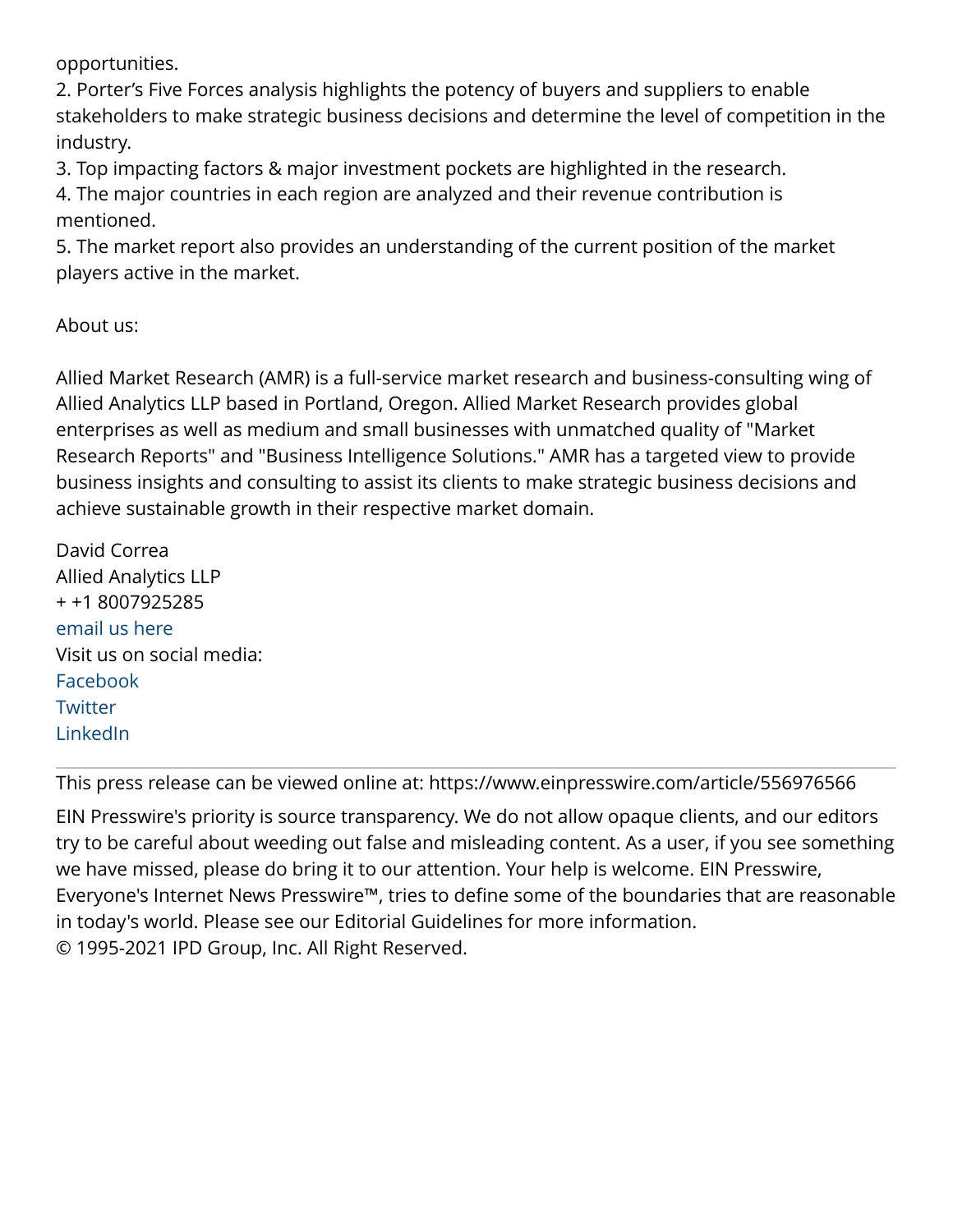opportunities.
2. Porter’s Five Forces analysis highlights the potency of buyers and suppliers to enable stakeholders to make strategic business decisions and determine the level of competition in the industry.
3. Top impacting factors & major investment pockets are highlighted in the research.
4. The major countries in each region are analyzed and their revenue contribution is mentioned.
5. The market report also provides an understanding of the current position of the market players active in the market.

About us:

Allied Market Research (AMR) is a full-service market research and business-consulting wing of Allied Analytics LLP based in Portland, Oregon. Allied Market Research provides global enterprises as well as medium and small businesses with unmatched quality of "Market Research Reports" and "Business Intelligence Solutions." AMR has a targeted view to provide business insights and consulting to assist its clients to make strategic business decisions and achieve sustainable growth in their respective market domain.

David Correa
Allied Analytics LLP
+ +1 8007925285
email us here
Visit us on social media:
Facebook
Twitter
LinkedIn

---

This press release can be viewed online at: https://www.einpresswire.com/article/556976566

EIN Presswire's priority is source transparency. We do not allow opaque clients, and our editors try to be careful about weeding out false and misleading content. As a user, if you see something we have missed, please do bring it to our attention. Your help is welcome. EIN Presswire, Everyone's Internet News Presswire™, tries to define some of the boundaries that are reasonable in today's world. Please see our Editorial Guidelines for more information.
© 1995-2021 IPD Group, Inc. All Right Reserved.